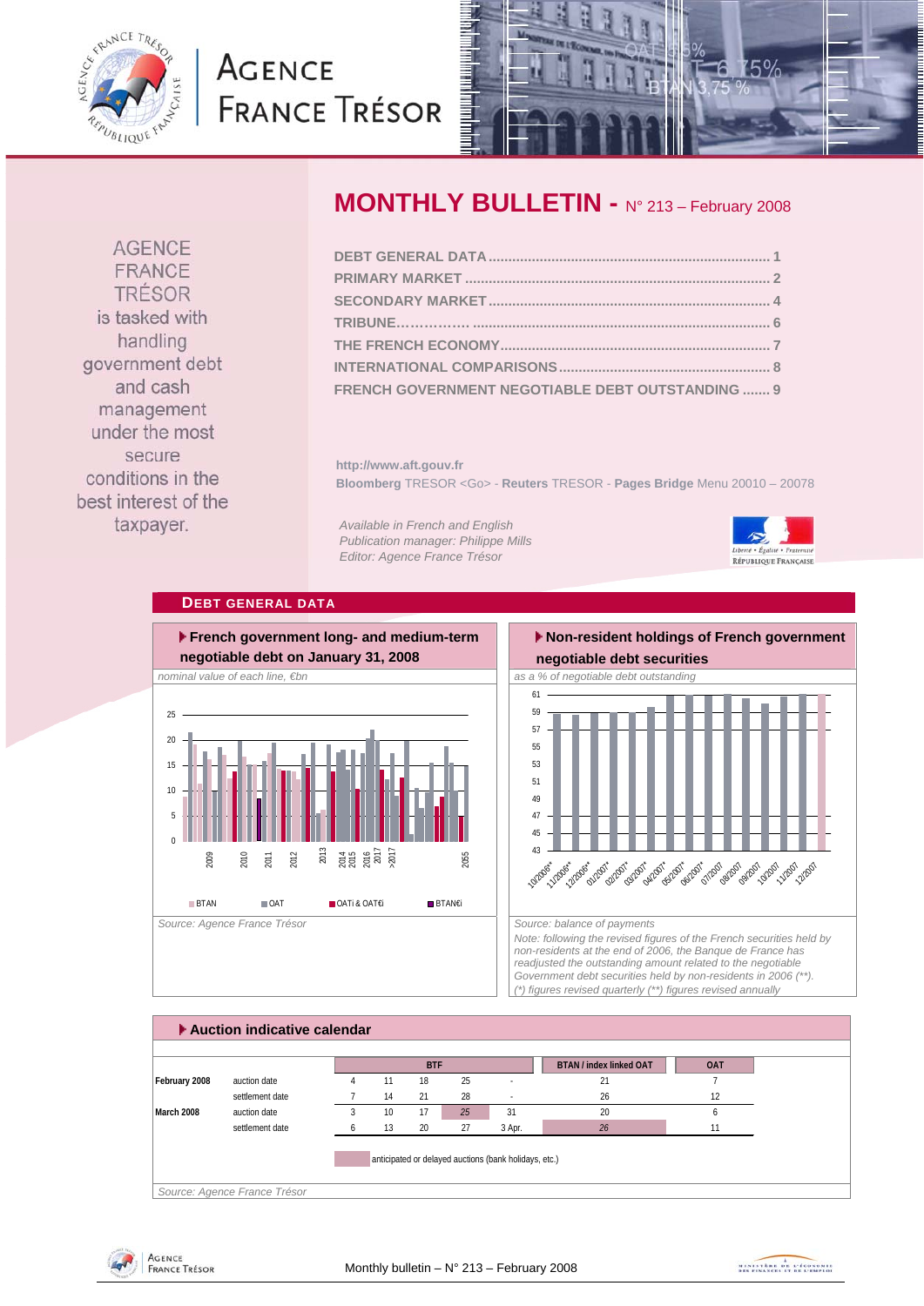# MONTHLY BULLETIN - N° 213 – February 2008

AGENCE FRANCE TRÉSOR is tasked with handling government debt and cash management under the most secure conditions in the best interest of the taxpayer.

| | |
|---|---|
| DEBT GENERAL DATA | 1 |
| PRIMARY MARKET | 2 |
| SECONDARY MARKET | 4 |
| TRIBUNE | 6 |
| THE FRENCH ECONOMY | 7 |
| INTERNATIONAL COMPARISONS | 8 |
| FRENCH GOVERNMENT NEGOTIABLE DEBT OUTSTANDING | 9 |

**http://www.aft.gouv.fr**
**Bloomberg** TRESOR <Go> - **Reuters** TRESOR - **Pages Bridge** Menu 20010 – 20078

*Available in French and English*
*Publication manager: Philippe Mills*
*Editor: Agence France Trésor*

## DEBT GENERAL DATA

### French government long- and medium-term negotiable debt on January 31, 2008

*nominal value of each line, €bn*

Legend: BTAN, OAT, OATi & OAT€i, BTAN€i

*Source: Agence France Trésor*

### Non-resident holdings of French government negotiable debt securities

*as a % of negotiable debt outstanding*

*Source: balance of payments*

*Note: following the revised figures of the French securities held by non-residents at the end of 2006, the Banque de France has readjusted the outstanding amount related to the negotiable Government debt securities held by non-residents in 2006 (\*\*).*
*(\*) figures revised quarterly (\*\*) figures revised annually*

### Auction indicative calendar

| | | BTF | | | | | BTAN / index linked OAT | OAT |
|---|---|---|---|---|---|---|---|---|
| **February 2008** | auction date | 4 | 11 | 18 | 25 | - | 21 | 7 |
| | settlement date | 7 | 14 | 21 | 28 | - | 26 | 12 |
| **March 2008** | auction date | 3 | 10 | 17 | 25 | 31 | 20 | 6 |
| | settlement date | 6 | 13 | 20 | 27 | 3 Apr. | 26 | 11 |

Highlighted: anticipated or delayed auctions (bank holidays, etc.)

*Source: Agence France Trésor*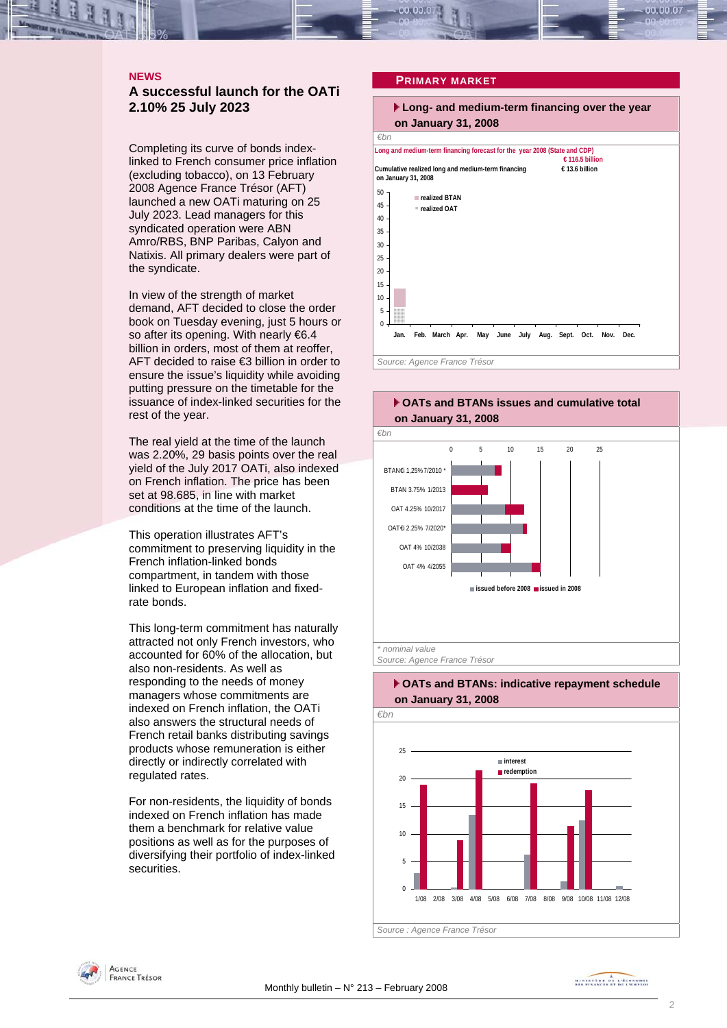## NEWS

### A successful launch for the OATi 2.10% 25 July 2023

Completing its curve of bonds index-linked to French consumer price inflation (excluding tobacco), on 13 February 2008 Agence France Trésor (AFT) launched a new OATi maturing on 25 July 2023. Lead managers for this syndicated operation were ABN Amro/RBS, BNP Paribas, Calyon and Natixis. All primary dealers were part of the syndicate.

In view of the strength of market demand, AFT decided to close the order book on Tuesday evening, just 5 hours or so after its opening. With nearly €6.4 billion in orders, most of them at reoffer, AFT decided to raise €3 billion in order to ensure the issue's liquidity while avoiding putting pressure on the timetable for the issuance of index-linked securities for the rest of the year.

The real yield at the time of the launch was 2.20%, 29 basis points over the real yield of the July 2017 OATi, also indexed on French inflation. The price has been set at 98.685, in line with market conditions at the time of the launch.

This operation illustrates AFT's commitment to preserving liquidity in the French inflation-linked bonds compartment, in tandem with those linked to European inflation and fixed-rate bonds.

This long-term commitment has naturally attracted not only French investors, who accounted for 60% of the allocation, but also non-residents. As well as responding to the needs of money managers whose commitments are indexed on French inflation, the OATi also answers the structural needs of French retail banks distributing savings products whose remuneration is either directly or indirectly correlated with regulated rates.

For non-residents, the liquidity of bonds indexed on French inflation has made them a benchmark for relative value positions as well as for the purposes of diversifying their portfolio of index-linked securities.

## PRIMARY MARKET

### Long- and medium-term financing over the year on January 31, 2008

€bn

Long and medium-term financing forecast for the year 2008 (State and CDP): € 116.5 billion

Cumulative realized long and medium-term financing on January 31, 2008: € 13.6 billion

(Chart: realized BTAN, realized OAT; Jan. through Dec.)

Source: Agence France Trésor

### OATs and BTANs issues and cumulative total on January 31, 2008

€bn

(Chart: BTAN€i 1,25% 7/2010 *, BTAN 3.75% 1/2013, OAT 4.25% 10/2017, OAT€i 2.25% 7/2020*, OAT 4% 10/2038, OAT 4% 4/2055; issued before 2008, issued in 2008)

\* nominal value

Source: Agence France Trésor

### OATs and BTANs: indicative repayment schedule on January 31, 2008

€bn

(Chart: interest, redemption; 1/08 through 12/08)

Source : Agence France Trésor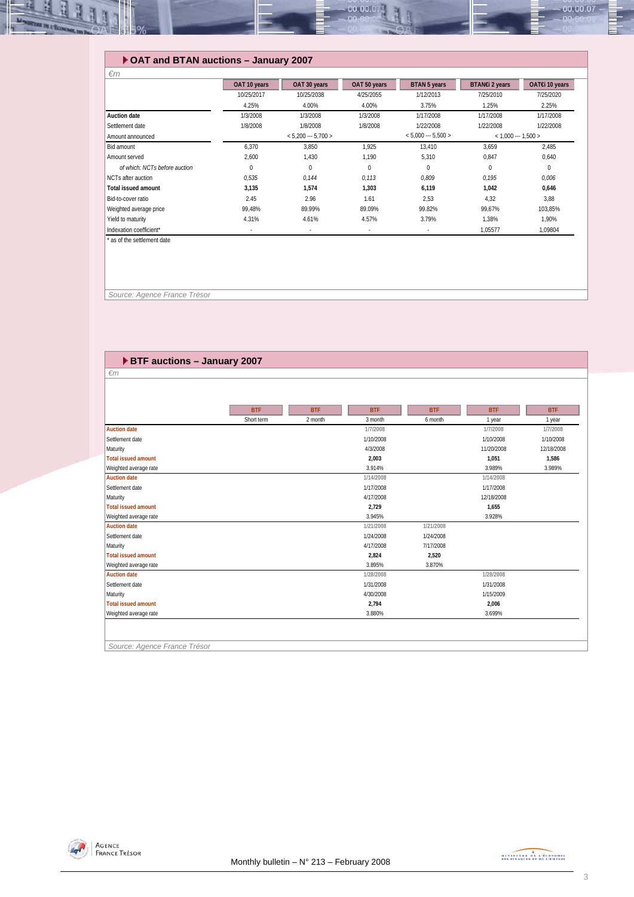## OAT and BTAN auctions – January 2007

*€m*

| | OAT 10 years | OAT 30 years | OAT 50 years | BTAN 5 years | BTAN€i 2 years | OAT€i 10 years |
|---|---|---|---|---|---|---|
| | 10/25/2017 | 10/25/2038 | 4/25/2055 | 1/12/2013 | 7/25/2010 | 7/25/2020 |
| | 4.25% | 4.00% | 4.00% | 3.75% | 1.25% | 2.25% |
| **Auction date** | 1/3/2008 | 1/3/2008 | 1/3/2008 | 1/17/2008 | 1/17/2008 | 1/17/2008 |
| Settlement date | 1/8/2008 | 1/8/2008 | 1/8/2008 | 1/22/2008 | 1/22/2008 | 1/22/2008 |
| Amount announced | | < 5,200 --- 5,700 > | | < 5,000 --- 5,500 > | < 1,000 --- 1,500 > | |
| Bid amount | 6,370 | 3,850 | 1,925 | 13,410 | 3,659 | 2,485 |
| Amount served | 2,600 | 1,430 | 1,190 | 5,310 | 0,847 | 0,640 |
| *of which: NCTs before auction* | 0 | 0 | 0 | 0 | 0 | 0 |
| NCTs after auction | *0,535* | *0,144* | *0,113* | *0,809* | *0,195* | *0,006* |
| **Total issued amount** | **3,135** | **1,574** | **1,303** | **6,119** | **1,042** | **0,646** |
| Bid-to-cover ratio | 2.45 | 2.96 | 1.61 | 2,53 | 4,32 | 3,88 |
| Weighted average price | 99,48% | 89.99% | 89.09% | 99.82% | 99,67% | 103,85% |
| Yield to maturity | 4.31% | 4.61% | 4.57% | 3.79% | 1,38% | 1,90% |
| Indexation coefficient* | - | - | - | - | 1,05577 | 1,09804 |

\* as of the settlement date

*Source: Agence France Trésor*

## BTF auctions – January 2007

*€m*

| | BTF | BTF | BTF | BTF | BTF | BTF |
|---|---|---|---|---|---|---|
| | Short term | 2 month | 3 month | 6 month | 1 year | 1 year |
| **Auction date** | | | 1/7/2008 | | 1/7/2008 | 1/7/2008 |
| Settlement date | | | 1/10/2008 | | 1/10/2008 | 1/10/2008 |
| Maturity | | | 4/3/2008 | | 11/20/2008 | 12/18/2008 |
| **Total issued amount** | | | **2,003** | | **1,051** | **1,586** |
| Weighted average rate | | | 3.914% | | 3.989% | 3.989% |
| **Auction date** | | | 1/14/2008 | | 1/14/2008 | |
| Settlement date | | | 1/17/2008 | | 1/17/2008 | |
| Maturity | | | 4/17/2008 | | 12/18/2008 | |
| **Total issued amount** | | | **2,729** | | **1,655** | |
| Weighted average rate | | | 3.945% | | 3.928% | |
| **Auction date** | | | 1/21/2008 | 1/21/2008 | | |
| Settlement date | | | 1/24/2008 | 1/24/2008 | | |
| Maturity | | | 4/17/2008 | 7/17/2008 | | |
| **Total issued amount** | | | **2,824** | **2,520** | | |
| Weighted average rate | | | 3.895% | 3.870% | | |
| **Auction date** | | | 1/28/2008 | | 1/28/2008 | |
| Settlement date | | | 1/31/2008 | | 1/31/2008 | |
| Maturity | | | 4/30/2008 | | 1/15/2009 | |
| **Total issued amount** | | | **2,794** | | **2,006** | |
| Weighted average rate | | | 3.880% | | 3.699% | |

*Source: Agence France Trésor*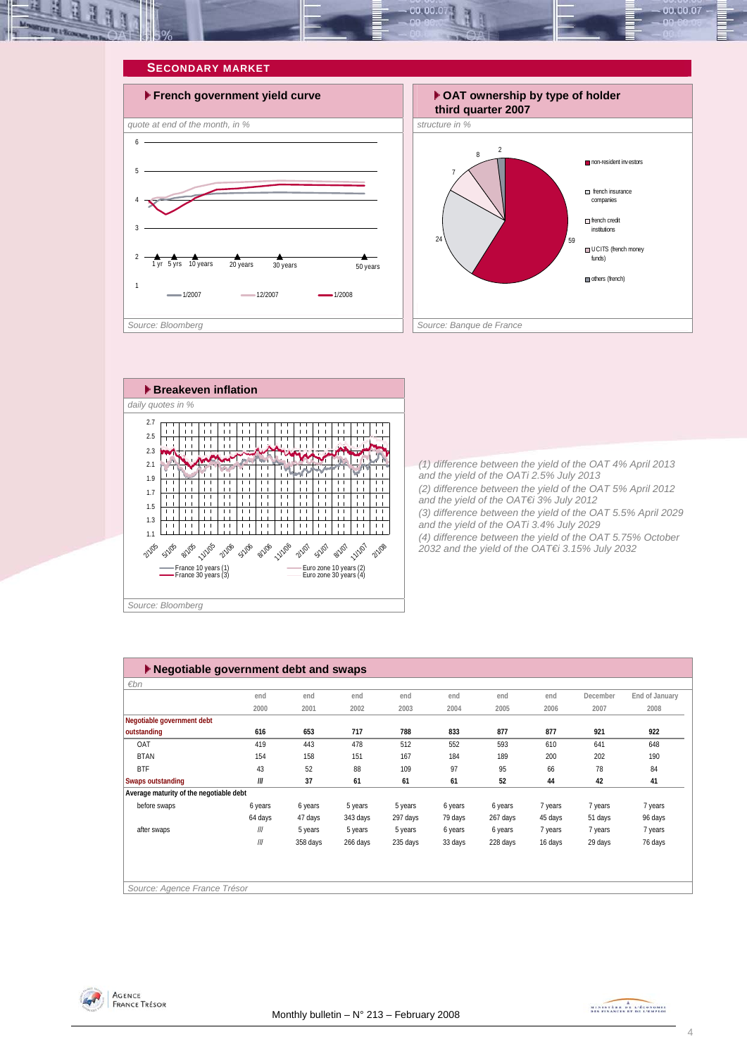## SECONDARY MARKET

### French government yield curve

*quote at end of the month, in %*

1 yr | 5 yrs | 10 years | 20 years | 30 years | 50 years

1/2007 | 12/2007 | 1/2008

*Source: Bloomberg*

### OAT ownership by type of holder third quarter 2007

*structure in %*

non-resident investors: 59
french insurance companies: 24
french credit institutions: 7
UCITS (french money funds): 8
others (french): 2

*Source: Banque de France*

### Breakeven inflation

*daily quotes in %*

France 10 years (1) | France 30 years (3) | Euro zone 10 years (2) | Euro zone 30 years (4)

*Source: Bloomberg*

*(1) difference between the yield of the OAT 4% April 2013 and the yield of the OATi 2.5% July 2013*
*(2) difference between the yield of the OAT 5% April 2012 and the yield of the OAT€i 3% July 2012*
*(3) difference between the yield of the OAT 5.5% April 2029 and the yield of the OATi 3.4% July 2029*
*(4) difference between the yield of the OAT 5.75% October 2032 and the yield of the OAT€i 3.15% July 2032*

### Negotiable government debt and swaps

*€bn*

| | end 2000 | end 2001 | end 2002 | end 2003 | end 2004 | end 2005 | end 2006 | December 2007 | End of January 2008 |
|---|---|---|---|---|---|---|---|---|---|
| **Negotiable government debt outstanding** | **616** | **653** | **717** | **788** | **833** | **877** | **877** | **921** | **922** |
| OAT | 419 | 443 | 478 | 512 | 552 | 593 | 610 | 641 | 648 |
| BTAN | 154 | 158 | 151 | 167 | 184 | 189 | 200 | 202 | 190 |
| BTF | 43 | 52 | 88 | 109 | 97 | 95 | 66 | 78 | 84 |
| **Swaps outstanding** | **///** | **37** | **61** | **61** | **61** | **52** | **44** | **42** | **41** |
| **Average maturity of the negotiable debt** | | | | | | | | | |
| before swaps | 6 years | 6 years | 5 years | 5 years | 6 years | 6 years | 7 years | 7 years | 7 years |
| | 64 days | 47 days | 343 days | 297 days | 79 days | 267 days | 45 days | 51 days | 96 days |
| after swaps | /// | 5 years | 5 years | 5 years | 6 years | 6 years | 7 years | 7 years | 7 years |
| | /// | 358 days | 266 days | 235 days | 33 days | 228 days | 16 days | 29 days | 76 days |

*Source: Agence France Trésor*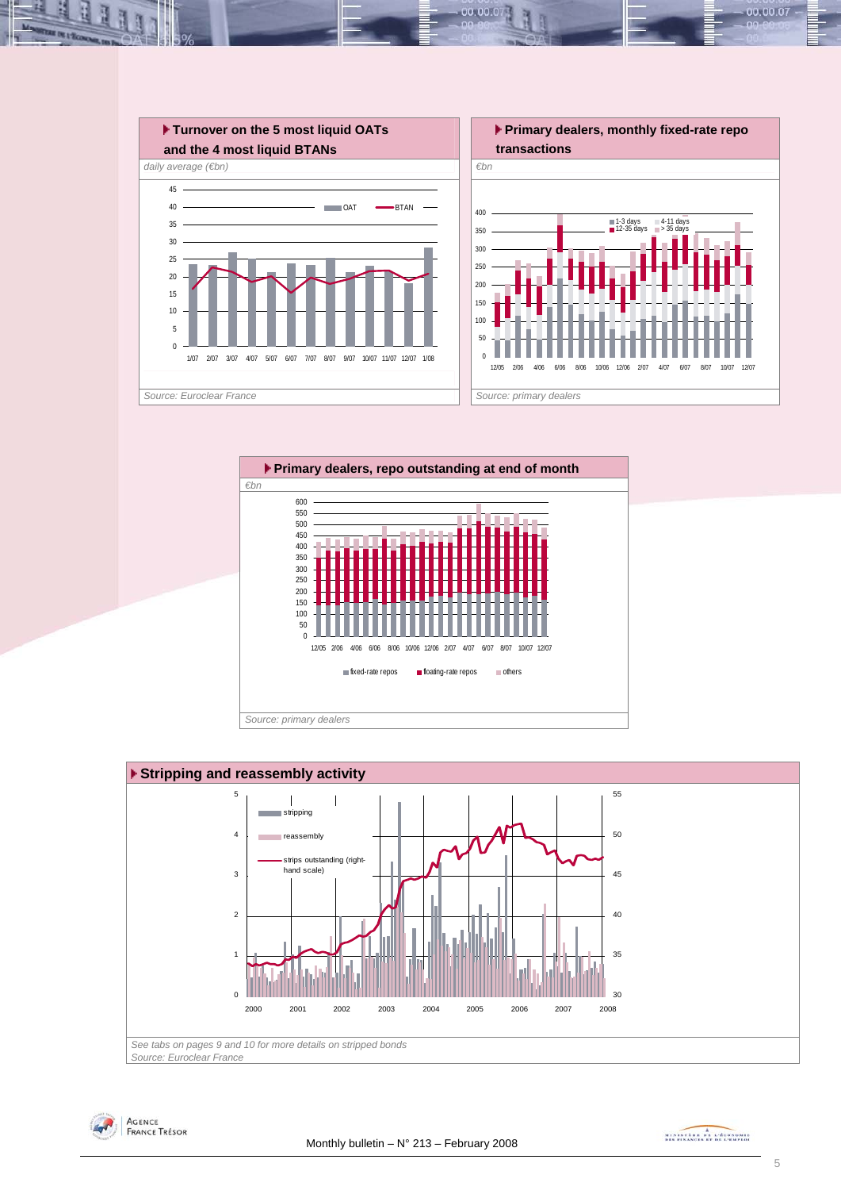### Turnover on the 5 most liquid OATs and the 4 most liquid BTANs

*daily average (€bn)*

*Source: Euroclear France*

### Primary dealers, monthly fixed-rate repo transactions

*€bn*

*Source: primary dealers*

### Primary dealers, repo outstanding at end of month

*€bn*

*Source: primary dealers*

### Stripping and reassembly activity

*See tabs on pages 9 and 10 for more details on stripped bonds*

*Source: Euroclear France*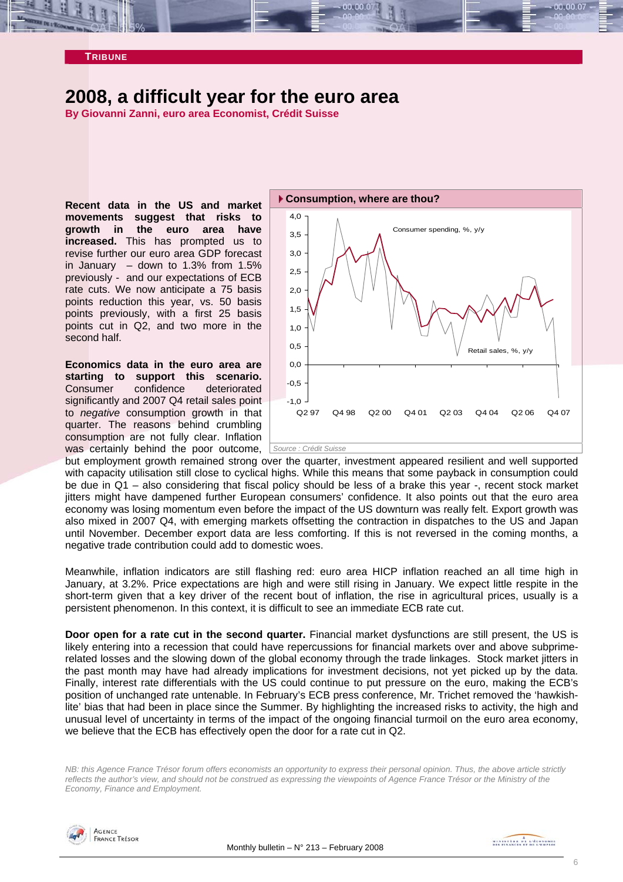# 2008, a difficult year for the euro area

**By Giovanni Zanni, euro area Economist, Crédit Suisse**

**Recent data in the US and market movements suggest that risks to growth in the euro area have increased.** This has prompted us to revise further our euro area GDP forecast in January – down to 1.3% from 1.5% previously - and our expectations of ECB rate cuts. We now anticipate a 75 basis points reduction this year, vs. 50 basis points previously, with a first 25 basis points cut in Q2, and two more in the second half.

**Consumption, where are thou?**

Source : Crédit Suisse

**Economics data in the euro area are starting to support this scenario.** Consumer confidence deteriorated significantly and 2007 Q4 retail sales point to *negative* consumption growth in that quarter. The reasons behind crumbling consumption are not fully clear. Inflation was certainly behind the poor outcome, but employment growth remained strong over the quarter, investment appeared resilient and well supported with capacity utilisation still close to cyclical highs. While this means that some payback in consumption could be due in Q1 – also considering that fiscal policy should be less of a brake this year -, recent stock market jitters might have dampened further European consumers' confidence. It also points out that the euro area economy was losing momentum even before the impact of the US downturn was really felt. Export growth was also mixed in 2007 Q4, with emerging markets offsetting the contraction in dispatches to the US and Japan until November. December export data are less comforting. If this is not reversed in the coming months, a negative trade contribution could add to domestic woes.

Meanwhile, inflation indicators are still flashing red: euro area HICP inflation reached an all time high in January, at 3.2%. Price expectations are high and were still rising in January. We expect little respite in the short-term given that a key driver of the recent bout of inflation, the rise in agricultural prices, usually is a persistent phenomenon. In this context, it is difficult to see an immediate ECB rate cut.

**Door open for a rate cut in the second quarter.** Financial market dysfunctions are still present, the US is likely entering into a recession that could have repercussions for financial markets over and above subprime-related losses and the slowing down of the global economy through the trade linkages. Stock market jitters in the past month may have had already implications for investment decisions, not yet picked up by the data. Finally, interest rate differentials with the US could continue to put pressure on the euro, making the ECB's position of unchanged rate untenable. In February's ECB press conference, Mr. Trichet removed the 'hawkish-lite' bias that had been in place since the Summer. By highlighting the increased risks to activity, the high and unusual level of uncertainty in terms of the impact of the ongoing financial turmoil on the euro area economy, we believe that the ECB has effectively open the door for a rate cut in Q2.

*NB: this Agence France Trésor forum offers economists an opportunity to express their personal opinion. Thus, the above article strictly reflects the author's view, and should not be construed as expressing the viewpoints of Agence France Trésor or the Ministry of the Economy, Finance and Employment.*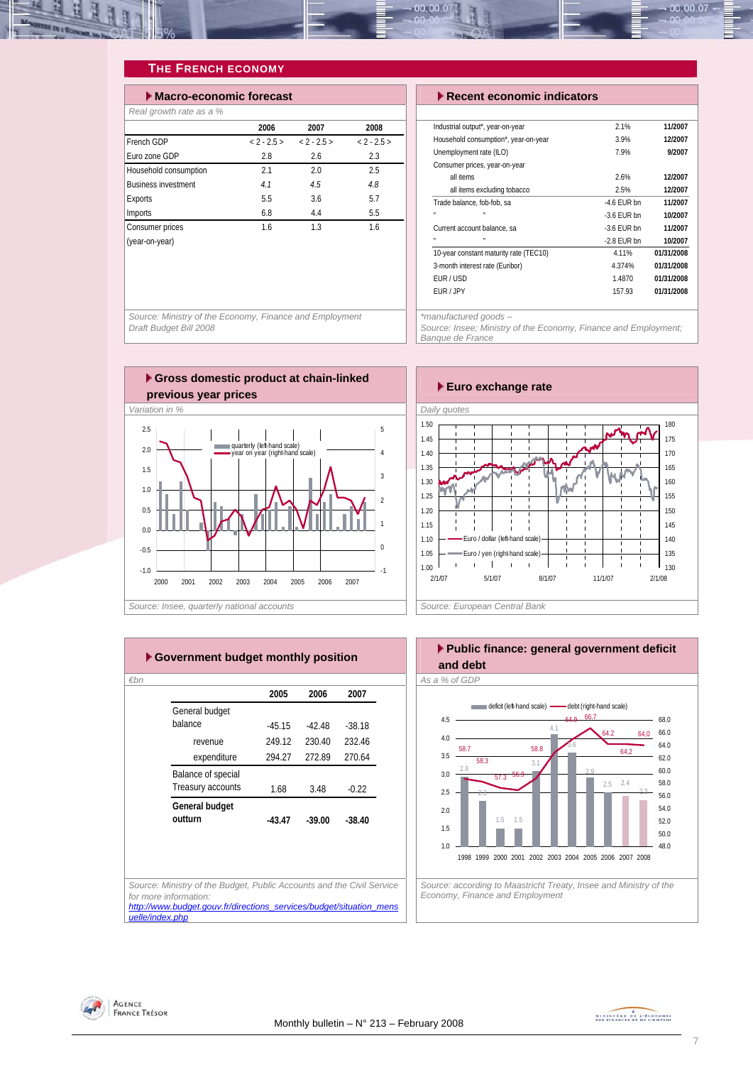## THE FRENCH ECONOMY

### Macro-economic forecast

*Real growth rate as a %*

| | 2006 | 2007 | 2008 |
|---|---|---|---|
| French GDP | < 2 - 2.5 > | < 2 - 2.5 > | < 2 - 2.5 > |
| Euro zone GDP | 2.8 | 2.6 | 2.3 |
| Household consumption | 2.1 | 2.0 | 2.5 |
| Business investment | *4.1* | *4.5* | *4.8* |
| Exports | 5.5 | 3.6 | 5.7 |
| Imports | 6.8 | 4.4 | 5.5 |
| Consumer prices (year-on-year) | 1.6 | 1.3 | 1.6 |

*Source: Ministry of the Economy, Finance and Employment Draft Budget Bill 2008*

### Recent economic indicators

| | | |
|---|---|---|
| Industrial output*, year-on-year | 2.1% | **11/2007** |
| Household consumption*, year-on-year | 3.9% | **12/2007** |
| Unemployment rate (ILO) | 7.9% | **9/2007** |
| Consumer prices, year-on-year | | |
| all items | 2.6% | **12/2007** |
| all items excluding tobacco | 2.5% | **12/2007** |
| Trade balance, fob-fob, sa | -4.6 EUR bn | **11/2007** |
| " " | -3.6 EUR bn | **10/2007** |
| Current account balance, sa | -3.6 EUR bn | **11/2007** |
| " " | -2.8 EUR bn | **10/2007** |
| 10-year constant maturity rate (TEC10) | 4.11% | **01/31/2008** |
| 3-month interest rate (Euribor) | 4.374% | **01/31/2008** |
| EUR / USD | 1.4870 | **01/31/2008** |
| EUR / JPY | 157.93 | **01/31/2008** |

*\*manufactured goods – Source: Insee; Ministry of the Economy, Finance and Employment; Banque de France*

### Gross domestic product at chain-linked previous year prices

*Variation in %*

*Source: Insee, quarterly national accounts*

### Euro exchange rate

*Daily quotes*

*Source: European Central Bank*

### Government budget monthly position

*€bn*

| | 2005 | 2006 | 2007 |
|---|---|---|---|
| General budget balance | -45.15 | -42.48 | -38.18 |
| revenue | 249.12 | 230.40 | 232.46 |
| expenditure | 294.27 | 272.89 | 270.64 |
| Balance of special Treasury accounts | 1.68 | 3.48 | -0.22 |
| **General budget outturn** | **-43.47** | **-39.00** | **-38.40** |

*Source: Ministry of the Budget, Public Accounts and the Civil Service for more information: http://www.budget.gouv.fr/directions_services/budget/situation_mensuelle/index.php*

### Public finance: general government deficit and debt

*As a % of GDP*

*Source: according to Maastricht Treaty, Insee and Ministry of the Economy, Finance and Employment*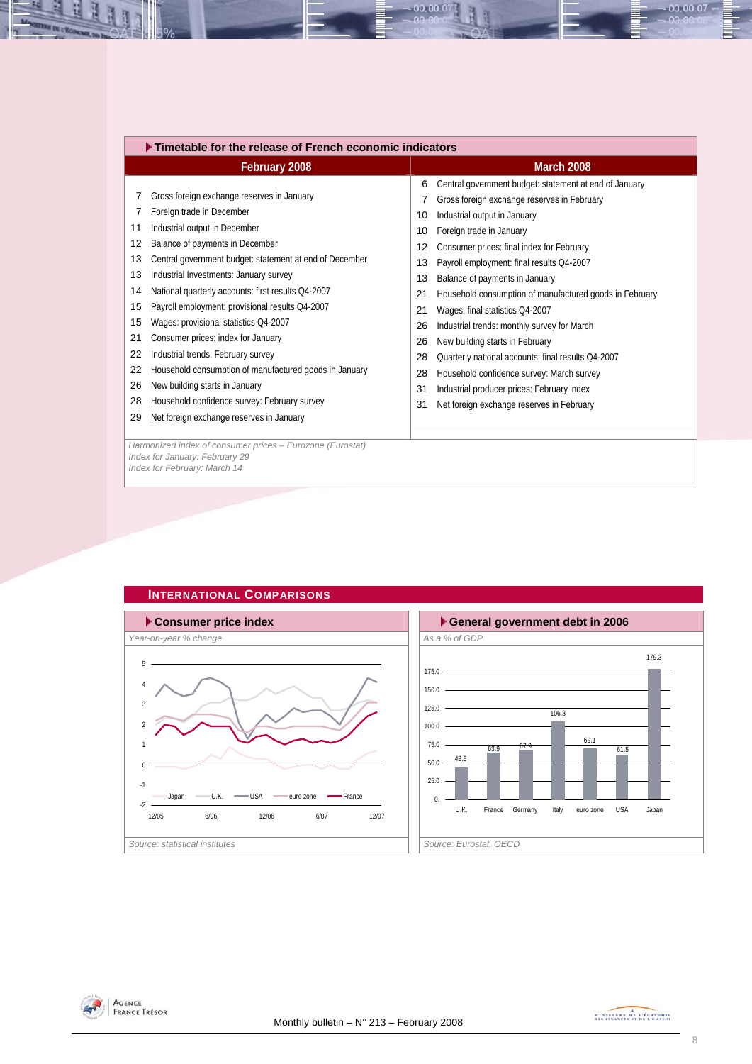## Timetable for the release of French economic indicators

| February 2008 | | March 2008 | |
|---|---|---|---|
| 7 | Gross foreign exchange reserves in January | 6 | Central government budget: statement at end of January |
| 7 | Foreign trade in December | 7 | Gross foreign exchange reserves in February |
| 11 | Industrial output in December | 10 | Industrial output in January |
| 12 | Balance of payments in December | 10 | Foreign trade in January |
| 13 | Central government budget: statement at end of December | 12 | Consumer prices: final index for February |
| 13 | Industrial Investments: January survey | 13 | Payroll employment: final results Q4-2007 |
| 14 | National quarterly accounts: first results Q4-2007 | 13 | Balance of payments in January |
| 15 | Payroll employment: provisional results Q4-2007 | 21 | Household consumption of manufactured goods in February |
| 15 | Wages: provisional statistics Q4-2007 | 21 | Wages: final statistics Q4-2007 |
| 21 | Consumer prices: index for January | 26 | Industrial trends: monthly survey for March |
| 22 | Industrial trends: February survey | 26 | New building starts in February |
| 22 | Household consumption of manufactured goods in January | 28 | Quarterly national accounts: final results Q4-2007 |
| 26 | New building starts in January | 28 | Household confidence survey: March survey |
| 28 | Household confidence survey: February survey | 31 | Industrial producer prices: February index |
| 29 | Net foreign exchange reserves in January | 31 | Net foreign exchange reserves in February |

*Harmonized index of consumer prices – Eurozone (Eurostat)*
*Index for January: February 29*
*Index for February: March 14*

## International Comparisons

### Consumer price index

*Year-on-year % change*

*Source: statistical institutes*

### General government debt in 2006

*As a % of GDP*

| Country | Debt (% of GDP) |
|---|---|
| U.K. | 43.5 |
| France | 63.9 |
| Germany | 67.9 |
| Italy | 106.8 |
| euro zone | 69.1 |
| USA | 61.5 |
| Japan | 179.3 |

*Source: Eurostat, OECD*

Monthly bulletin – N° 213 – February 2008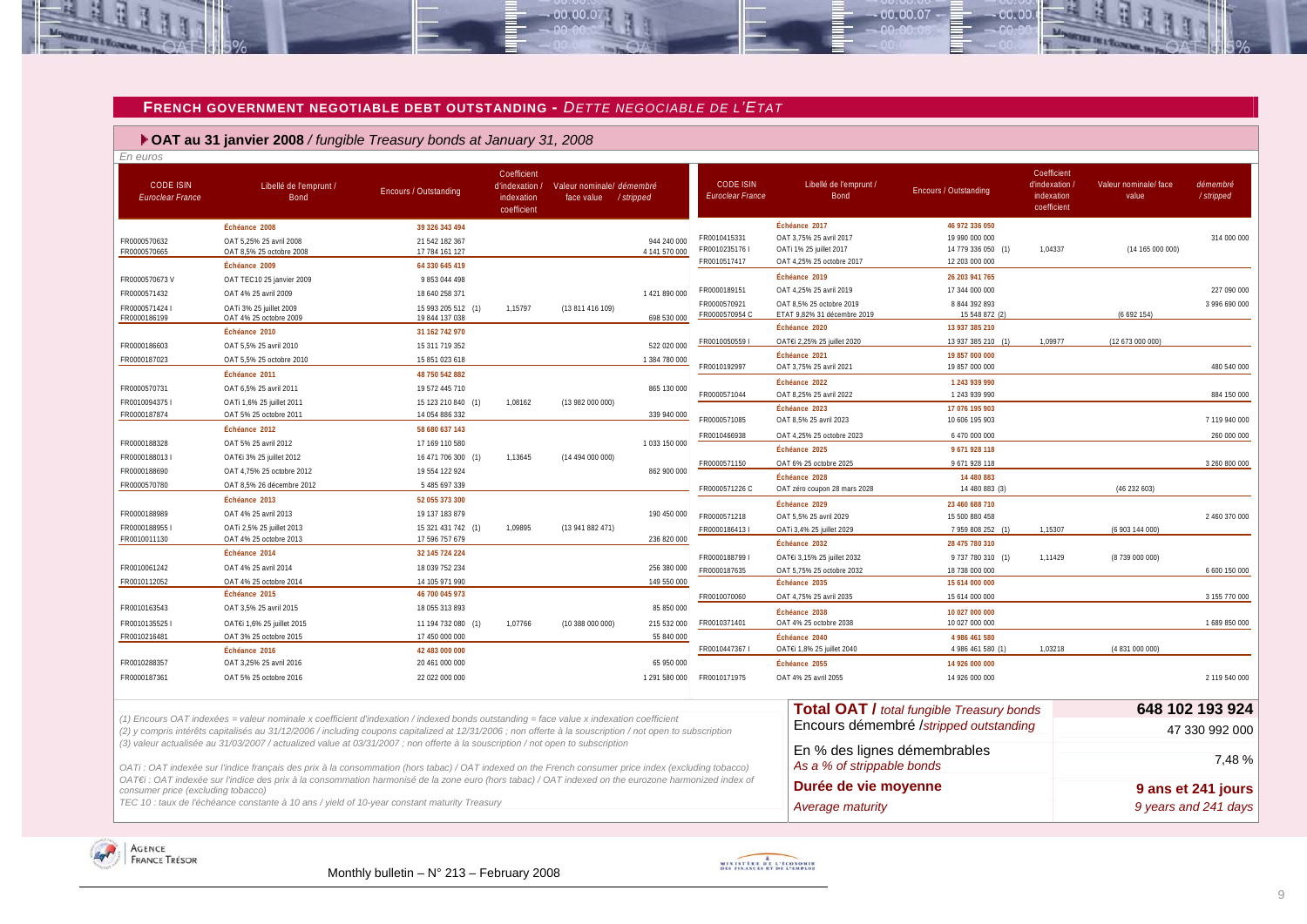## FRENCH GOVERNMENT NEGOTIABLE DEBT OUTSTANDING - *DETTE NEGOCIABLE DE L'ETAT*

### OAT au 31 janvier 2008 / *fungible Treasury bonds at January 31, 2008*

*En euros*

| CODE ISIN *Euroclear France* | Libellé de l'emprunt / Bond | Encours / Outstanding | Coefficient d'indexation / indexation coefficient | Valeur nominale/ face value | démembré / stripped |
|---|---|---|---|---|---|
| | **Échéance 2008** | **39 326 343 494** | | | |
| FR0000570632 | OAT 5,25% 25 avril 2008 | 21 542 182 367 | | | 944 240 000 |
| FR0000570665 | OAT 8,5% 25 octobre 2008 | 17 784 161 127 | | | 4 141 570 000 |
| | **Échéance 2009** | **64 330 645 419** | | | |
| FR0000570673 V | OAT TEC10 25 janvier 2009 | 9 853 044 498 | | | |
| FR0000571432 | OAT 4% 25 avril 2009 | 18 640 258 371 | | | 1 421 890 000 |
| FR0000571424 I | OATi 3% 25 juillet 2009 | 15 993 205 512 (1) | 1,15797 | (13 811 416 109) | |
| FR0000186199 | OAT 4% 25 octobre 2009 | 19 844 137 038 | | | 698 530 000 |
| | **Échéance 2010** | **31 162 742 970** | | | |
| FR0000186603 | OAT 5,5% 25 avril 2010 | 15 311 719 352 | | | 522 020 000 |
| FR0000187023 | OAT 5,5% 25 octobre 2010 | 15 851 023 618 | | | 1 384 780 000 |
| | **Échéance 2011** | **48 750 542 882** | | | |
| FR0000570731 | OAT 6,5% 25 avril 2011 | 19 572 445 710 | | | 865 130 000 |
| FR0010094375 I | OATi 1,6% 25 juillet 2011 | 15 123 210 840 (1) | 1,08162 | (13 982 000 000) | |
| FR0000187874 | OAT 5% 25 octobre 2011 | 14 054 886 332 | | | 339 940 000 |
| | **Échéance 2012** | **58 680 637 143** | | | |
| FR0000188328 | OAT 5% 25 avril 2012 | 17 169 110 580 | | | 1 033 150 000 |
| FR0000188013 I | OAT€i 3% 25 juillet 2012 | 16 471 706 300 (1) | 1,13645 | (14 494 000 000) | |
| FR0000188690 | OAT 4,75% 25 octobre 2012 | 19 554 122 924 | | | 862 900 000 |
| FR0000570780 | OAT 8,5% 26 décembre 2012 | 5 485 697 339 | | | |
| | **Échéance 2013** | **52 055 373 300** | | | |
| FR0000188989 | OAT 4% 25 avril 2013 | 19 137 183 879 | | | 190 450 000 |
| FR0000188955 I | OATi 2,5% 25 juillet 2013 | 15 321 431 742 (1) | 1,09895 | (13 941 882 471) | |
| FR0010011130 | OAT 4% 25 octobre 2013 | 17 596 757 679 | | | 236 820 000 |
| | **Échéance 2014** | **32 145 724 224** | | | |
| FR0010061242 | OAT 4% 25 avril 2014 | 18 039 752 234 | | | 256 380 000 |
| FR0010112052 | OAT 4% 25 octobre 2014 | 14 105 971 990 | | | 149 550 000 |
| | **Échéance 2015** | **46 700 045 973** | | | |
| FR0010163543 | OAT 3,5% 25 avril 2015 | 18 055 313 893 | | | 85 850 000 |
| FR0010135525 I | OAT€i 1,6% 25 juillet 2015 | 11 194 732 080 (1) | 1,07766 | (10 388 000 000) | 215 532 000 |
| FR0010216481 | OAT 3% 25 octobre 2015 | 17 450 000 000 | | | 55 840 000 |
| | **Échéance 2016** | **42 483 000 000** | | | |
| FR0010288357 | OAT 3,25% 25 avril 2016 | 20 461 000 000 | | | 65 950 000 |
| FR0000187361 | OAT 5% 25 octobre 2016 | 22 022 000 000 | | | 1 291 580 000 |
| | **Échéance 2017** | **46 972 336 050** | | | |
| FR0010415331 | OAT 3,75% 25 avril 2017 | 19 990 000 000 | | | 314 000 000 |
| FR0010235176 I | OATi 1% 25 juillet 2017 | 14 779 336 050 (1) | 1,04337 | (14 165 000 000) | |
| FR0010517417 | OAT 4,25% 25 octobre 2017 | 12 203 000 000 | | | |
| | **Échéance 2019** | **26 203 941 765** | | | |
| FR0000189151 | OAT 4,25% 25 avril 2019 | 17 344 000 000 | | | 227 090 000 |
| FR0000570921 | OAT 8,5% 25 octobre 2019 | 8 844 392 893 | | | 3 996 690 000 |
| FR0000570954 C | ETAT 9,82% 31 décembre 2019 | 15 548 872 (2) | | (6 692 154) | |
| | **Échéance 2020** | **13 937 385 210** | | | |
| FR0010050559 I | OAT€i 2,25% 25 juillet 2020 | 13 937 385 210 (1) | 1,09977 | (12 673 000 000) | |
| | **Échéance 2021** | **19 857 000 000** | | | |
| FR0010192997 | OAT 3,75% 25 avril 2021 | 19 857 000 000 | | | 480 540 000 |
| | **Échéance 2022** | **1 243 939 990** | | | |
| FR0000571044 | OAT 8,25% 25 avril 2022 | 1 243 939 990 | | | 884 150 000 |
| | **Échéance 2023** | **17 076 195 903** | | | |
| FR0000571085 | OAT 8,5% 25 avril 2023 | 10 606 195 903 | | | 7 119 940 000 |
| FR0010466938 | OAT 4,25% 25 octobre 2023 | 6 470 000 000 | | | 260 000 000 |
| | **Échéance 2025** | **9 671 928 118** | | | |
| FR0000571150 | OAT 6% 25 octobre 2025 | 9 671 928 118 | | | 3 260 800 000 |
| | **Échéance 2028** | **14 480 883** | | | |
| FR0000571226 C | OAT zéro coupon 28 mars 2028 | 14 480 883 (3) | | (46 232 603) | |
| | **Échéance 2029** | **23 460 688 710** | | | |
| FR0000571218 | OAT 5,5% 25 avril 2029 | 15 500 880 458 | | | 2 460 370 000 |
| FR0000186413 I | OATi 3,4% 25 juillet 2029 | 7 959 808 252 (1) | 1,15307 | (6 903 144 000) | |
| | **Échéance 2032** | **28 475 780 310** | | | |
| FR0000188799 I | OAT€i 3,15% 25 juillet 2032 | 9 737 780 310 (1) | 1,11429 | (8 739 000 000) | |
| FR0000187635 | OAT 5,75% 25 octobre 2032 | 18 738 000 000 | | | 6 600 150 000 |
| | **Échéance 2035** | **15 614 000 000** | | | |
| FR0010070060 | OAT 4,75% 25 avril 2035 | 15 614 000 000 | | | 3 155 770 000 |
| | **Échéance 2038** | **10 027 000 000** | | | |
| FR0010371401 | OAT 4% 25 octobre 2038 | 10 027 000 000 | | | 1 689 850 000 |
| | **Échéance 2040** | **4 986 461 580** | | | |
| FR0010447367 I | OAT€i 1,8% 25 juillet 2040 | 4 986 461 580 (1) | 1,03218 | (4 831 000 000) | |
| | **Échéance 2055** | **14 926 000 000** | | | |
| FR0010171975 | OAT 4% 25 avril 2055 | 14 926 000 000 | | | 2 119 540 000 |

| | |
|---|---|
| **Total OAT /** *total fungible Treasury bonds* | **648 102 193 924** |
| Encours démembré /*stripped outstanding* | 47 330 992 000 |
| En % des lignes démembrables *As a % of strippable bonds* | 7,48 % |
| **Durée de vie moyenne** *Average maturity* | **9 ans et 241 jours** *9 years and 241 days* |

*(1) Encours OAT indexées = valeur nominale x coefficient d'indexation / indexed bonds outstanding = face value x indexation coefficient*
*(2) y compris intérêts capitalisés au 31/12/2006 / including coupons capitalized at 12/31/2006 ; non offerte à la souscription / not open to subscription*
*(3) valeur actualisée au 31/03/2007 / actualized value at 03/31/2007 ; non offerte à la souscription / not open to subscription*

*OATi : OAT indexée sur l'indice français des prix à la consommation (hors tabac) / OAT indexed on the French consumer price index (excluding tobacco)*
*OAT€i : OAT indexée sur l'indice des prix à la consommation harmonisé de la zone euro (hors tabac) / OAT indexed on the eurozone harmonized index of consumer price (excluding tobacco)*
*TEC 10 : taux de l'échéance constante à 10 ans / yield of 10-year constant maturity Treasury*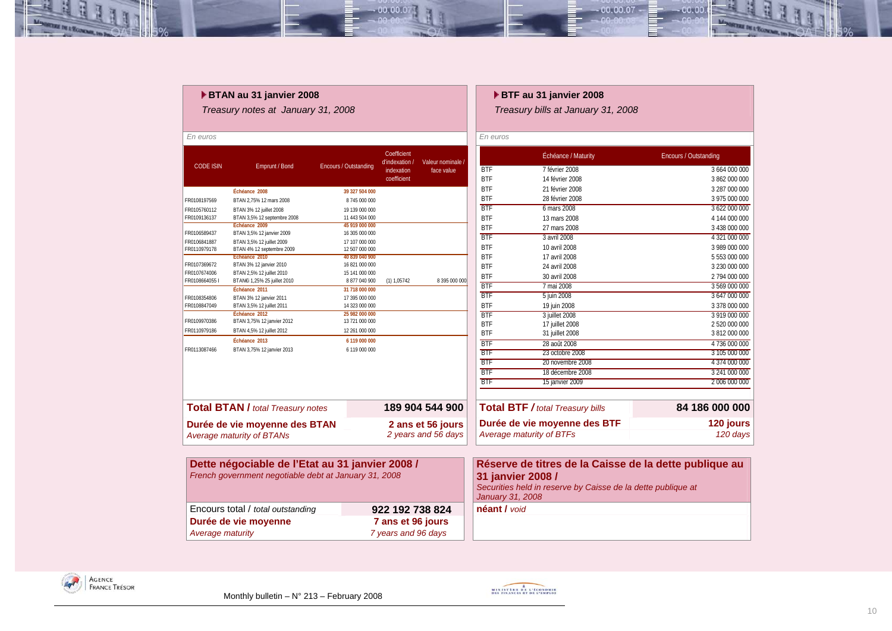## BTAN au 31 janvier 2008

*Treasury notes at January 31, 2008*

*En euros*

| CODE ISIN | Emprunt / Bond | Encours / Outstanding | Coefficient d'indexation / indexation coefficient | Valeur nominale / face value |
|---|---|---|---|---|
| | Échéance 2008 | 39 327 504 000 | | |
| FR0108197569 | BTAN 2,75% 12 mars 2008 | 8 745 000 000 | | |
| FR0105760112 | BTAN 3% 12 juillet 2008 | 19 139 000 000 | | |
| FR0109136137 | BTAN 3,5% 12 septembre 2008 | 11 443 504 000 | | |
| | Échéance 2009 | 45 919 000 000 | | |
| FR0106589437 | BTAN 3,5% 12 janvier 2009 | 16 305 000 000 | | |
| FR0106841887 | BTAN 3,5% 12 juillet 2009 | 17 107 000 000 | | |
| FR0110979178 | BTAN 4% 12 septembre 2009 | 12 507 000 000 | | |
| | Échéance 2010 | 40 839 040 900 | | |
| FR0107369672 | BTAN 3% 12 janvier 2010 | 16 821 000 000 | | |
| FR0107674006 | BTAN 2,5% 12 juillet 2010 | 15 141 000 000 | | |
| FR0108664055 I | BTAN€I 1,25% 25 juillet 2010 | 8 877 040 900 | (1) 1,05742 | 8 395 000 000 |
| | Échéance 2011 | 31 718 000 000 | | |
| FR0108354806 | BTAN 3% 12 janvier 2011 | 17 395 000 000 | | |
| FR0108847049 | BTAN 3,5% 12 juillet 2011 | 14 323 000 000 | | |
| | Échéance 2012 | 25 982 000 000 | | |
| FR0109970386 | BTAN 3,75% 12 janvier 2012 | 13 721 000 000 | | |
| FR0110979186 | BTAN 4,5% 12 juillet 2012 | 12 261 000 000 | | |
| | Échéance 2013 | 6 119 000 000 | | |
| FR0113087466 | BTAN 3,75% 12 janvier 2013 | 6 119 000 000 | | |

**Total BTAN /** *total Treasury notes* **189 904 544 900**

**Durée de vie moyenne des BTAN** **2 ans et 56 jours**
*Average maturity of BTANs* *2 years and 56 days*

## BTF au 31 janvier 2008

*Treasury bills at January 31, 2008*

*En euros*

| | Échéance / Maturity | Encours / Outstanding |
|---|---|---|
| BTF | 7 février 2008 | 3 664 000 000 |
| BTF | 14 février 2008 | 3 862 000 000 |
| BTF | 21 février 2008 | 3 287 000 000 |
| BTF | 28 février 2008 | 3 975 000 000 |
| BTF | 6 mars 2008 | 3 622 000 000 |
| BTF | 13 mars 2008 | 4 144 000 000 |
| BTF | 27 mars 2008 | 3 438 000 000 |
| BTF | 3 avril 2008 | 4 321 000 000 |
| BTF | 10 avril 2008 | 3 989 000 000 |
| BTF | 17 avril 2008 | 5 553 000 000 |
| BTF | 24 avril 2008 | 3 230 000 000 |
| BTF | 30 avril 2008 | 2 794 000 000 |
| BTF | 7 mai 2008 | 3 569 000 000 |
| BTF | 5 juin 2008 | 3 647 000 000 |
| BTF | 19 juin 2008 | 3 378 000 000 |
| BTF | 3 juillet 2008 | 3 919 000 000 |
| BTF | 17 juillet 2008 | 2 520 000 000 |
| BTF | 31 juillet 2008 | 3 812 000 000 |
| BTF | 28 août 2008 | 4 736 000 000 |
| BTF | 23 octobre 2008 | 3 105 000 000 |
| BTF | 20 novembre 2008 | 4 374 000 000 |
| BTF | 18 décembre 2008 | 3 241 000 000 |
| BTF | 15 janvier 2009 | 2 006 000 000 |

**Total BTF /** *total Treasury bills* **84 186 000 000**

**Durée de vie moyenne des BTF** **120 jours**
*Average maturity of BTFs* *120 days*

## Dette négociable de l'Etat au 31 janvier 2008 /

*French government negotiable debt at January 31, 2008*

| | |
|---|---|
| Encours total / *total outstanding* | **922 192 738 824** |
| **Durée de vie moyenne** | **7 ans et 96 jours** |
| *Average maturity* | *7 years and 96 days* |

## Réserve de titres de la Caisse de la dette publique au 31 janvier 2008 /

*Securities held in reserve by Caisse de la dette publique at January 31, 2008*

**néant /** *void*

Monthly bulletin – N° 213 – February 2008